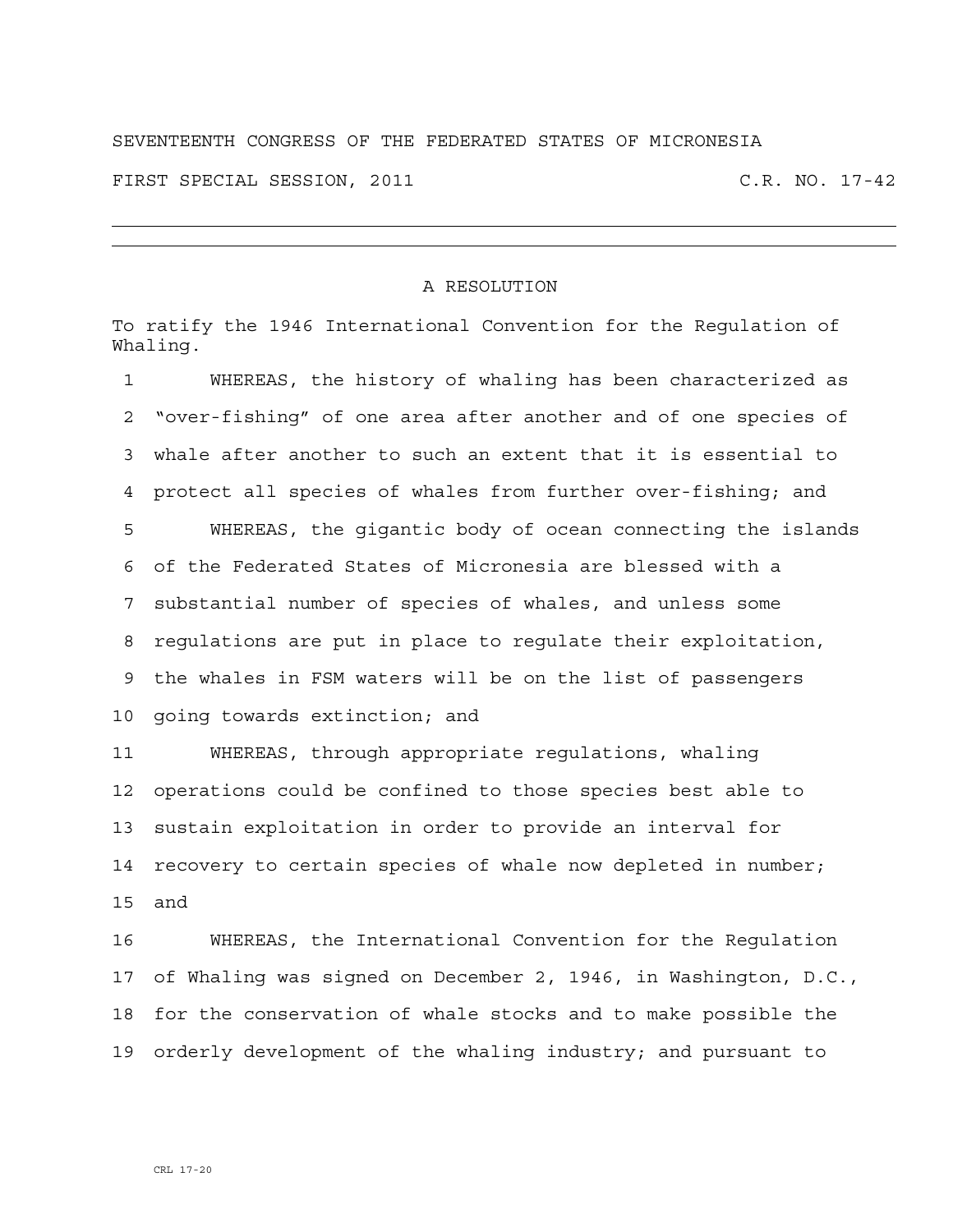SEVENTEENTH CONGRESS OF THE FEDERATED STATES OF MICRONESIA

FIRST SPECIAL SESSION, 2011 C.R. NO. 17-42

---

A RESOLUTION

To ratify the 1946 International Convention for the Regulation of Whaling.

WHEREAS, the history of whaling has been characterized as "over-fishing" of one area after another and of one species of whale after another to such an extent that it is essential to protect all species of whales from further over-fishing; and

WHEREAS, the gigantic body of ocean connecting the islands of the Federated States of Micronesia are blessed with a substantial number of species of whales, and unless some regulations are put in place to regulate their exploitation, the whales in FSM waters will be on the list of passengers going towards extinction; and

WHEREAS, through appropriate regulations, whaling operations could be confined to those species best able to sustain exploitation in order to provide an interval for recovery to certain species of whale now depleted in number; and

WHEREAS, the International Convention for the Regulation of Whaling was signed on December 2, 1946, in Washington, D.C., for the conservation of whale stocks and to make possible the orderly development of the whaling industry; and pursuant to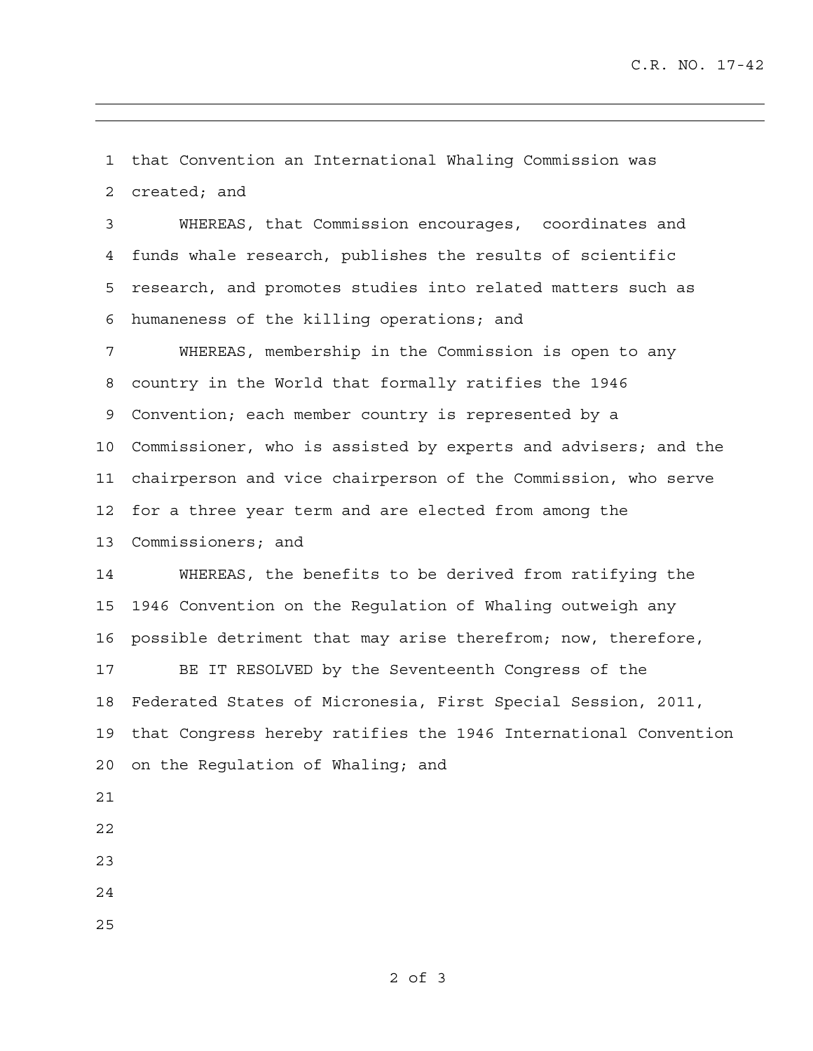that Convention an International Whaling Commission was created; and

WHEREAS, that Commission encourages, coordinates and funds whale research, publishes the results of scientific research, and promotes studies into related matters such as humaneness of the killing operations; and

WHEREAS, membership in the Commission is open to any country in the World that formally ratifies the 1946 Convention; each member country is represented by a Commissioner, who is assisted by experts and advisers; and the chairperson and vice chairperson of the Commission, who serve for a three year term and are elected from among the Commissioners; and

WHEREAS, the benefits to be derived from ratifying the 1946 Convention on the Regulation of Whaling outweigh any possible detriment that may arise therefrom; now, therefore,

BE IT RESOLVED by the Seventeenth Congress of the Federated States of Micronesia, First Special Session, 2011, that Congress hereby ratifies the 1946 International Convention on the Regulation of Whaling; and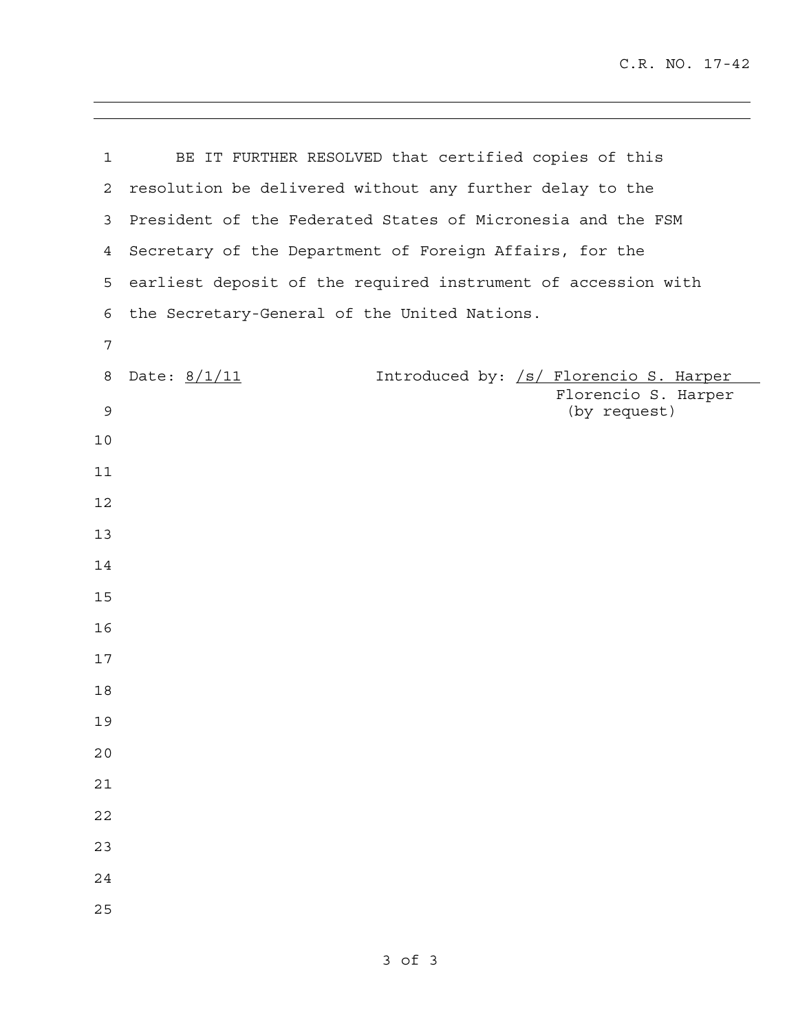BE IT FURTHER RESOLVED that certified copies of this resolution be delivered without any further delay to the President of the Federated States of Micronesia and the FSM Secretary of the Department of Foreign Affairs, for the earliest deposit of the required instrument of accession with the Secretary-General of the United Nations.

Date: 8/1/11

Introduced by: /s/ Florencio S. Harper
Florencio S. Harper
(by request)